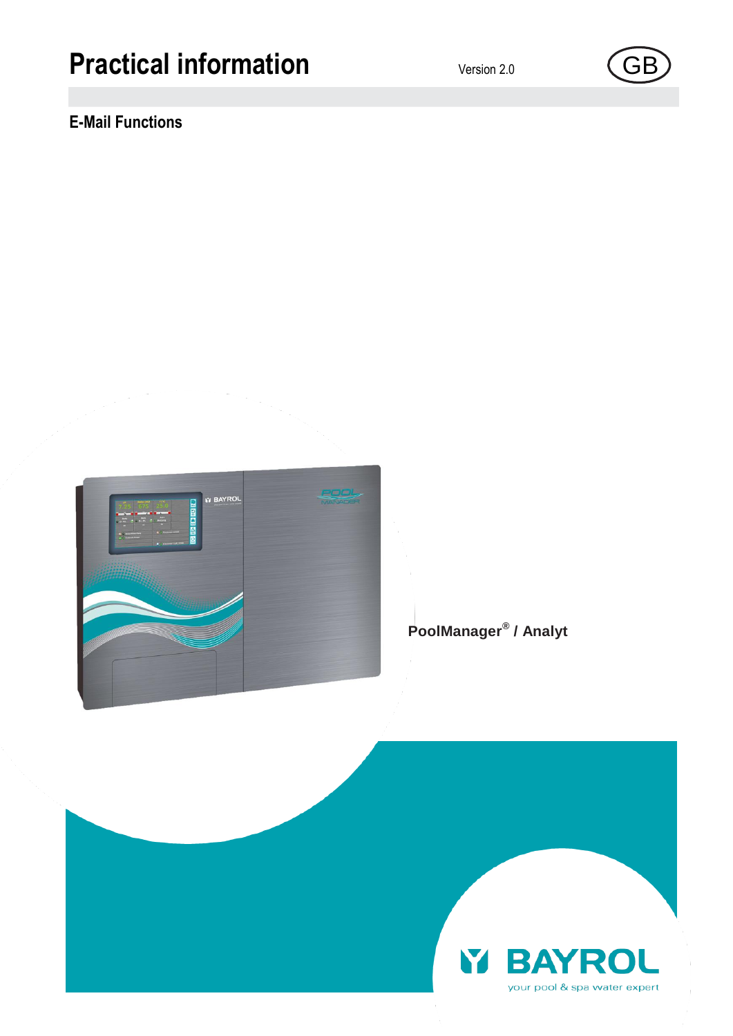# Practical information

Version 2.0

GB

## E-Mail Functions

**PoolManager® / Analyt**

BAYROL

your pool & spa water expert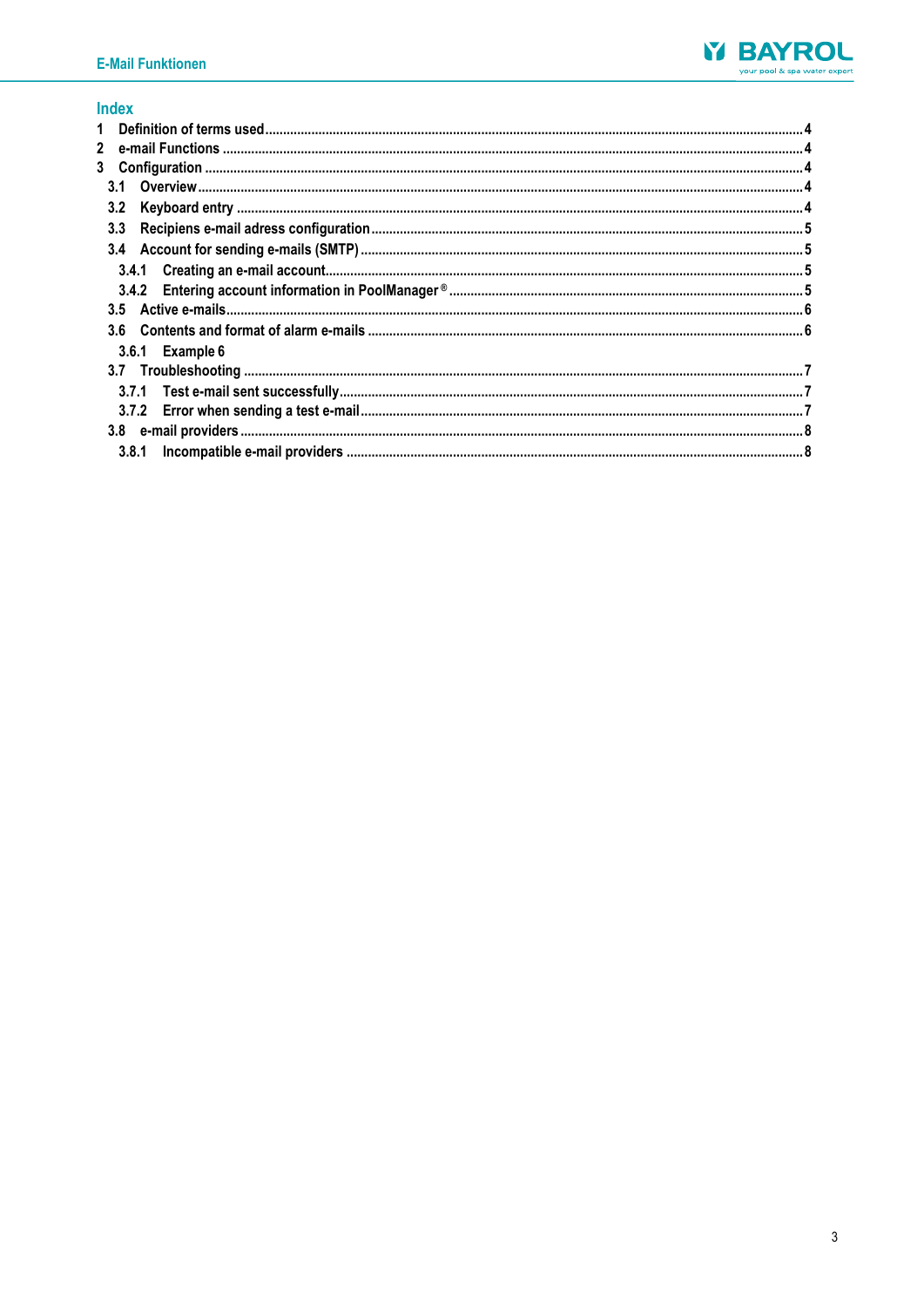## Index

| | | |
|---|---|---|
| 1 | Definition of terms used | 4 |
| 2 | e-mail Functions | 4 |
| 3 | Configuration | 4 |
| 3.1 | Overview | 4 |
| 3.2 | Keyboard entry | 4 |
| 3.3 | Recipiens e-mail adress configuration | 5 |
| 3.4 | Account for sending e-mails (SMTP) | 5 |
| 3.4.1 | Creating an e-mail account | 5 |
| 3.4.2 | Entering account information in PoolManager® | 5 |
| 3.5 | Active e-mails | 6 |
| 3.6 | Contents and format of alarm e-mails | 6 |
| 3.6.1 | Example 6 | |
| 3.7 | Troubleshooting | 7 |
| 3.7.1 | Test e-mail sent successfully | 7 |
| 3.7.2 | Error when sending a test e-mail | 7 |
| 3.8 | e-mail providers | 8 |
| 3.8.1 | Incompatible e-mail providers | 8 |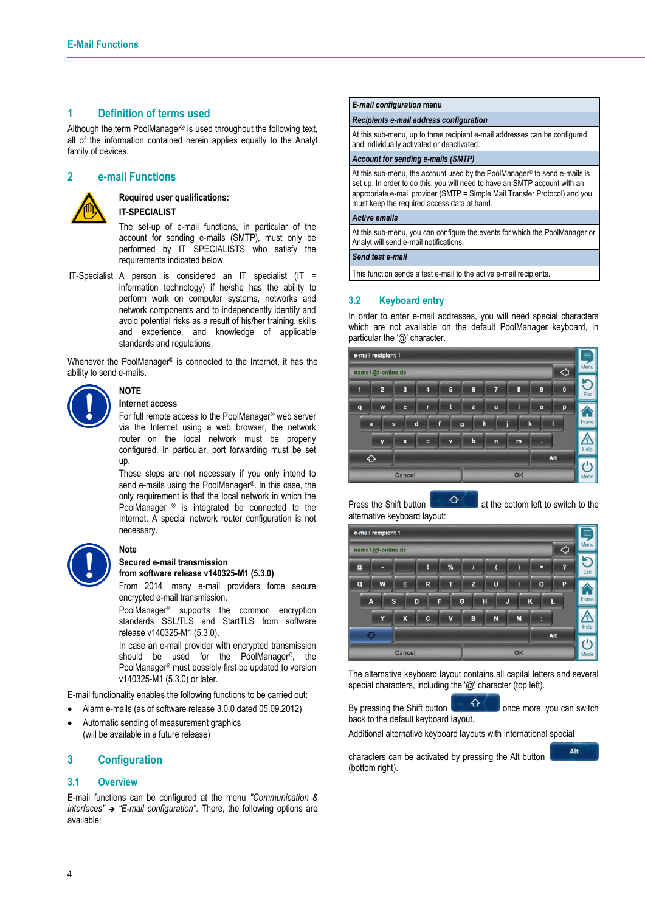## 1 Definition of terms used

Although the term PoolManager® is used throughout the following text, all of the information contained herein applies equally to the Analyt family of devices.

## 2 e-mail Functions

**Required user qualifications:**

**IT-SPECIALIST**

The set-up of e-mail functions, in particular of the account for sending e-mails (SMTP), must only be performed by IT SPECIALISTS who satisfy the requirements indicated below.

IT-Specialist A person is considered an IT specialist (IT = information technology) if he/she has the ability to perform work on computer systems, networks and network components and to independently identify and avoid potential risks as a result of his/her training, skills and experience, and knowledge of applicable standards and regulations.

Whenever the PoolManager® is connected to the Internet, it has the ability to send e-mails.

**NOTE**

**Internet access**

For full remote access to the PoolManager® web server via the Internet using a web browser, the network router on the local network must be properly configured. In particular, port forwarding must be set up.

These steps are not necessary if you only intend to send e-mails using the PoolManager®. In this case, the only requirement is that the local network in which the PoolManager® is integrated be connected to the Internet. A special network router configuration is not necessary.

**Note**

**Secured e-mail transmission from software release v140325-M1 (5.3.0)**

From 2014, many e-mail providers force secure encrypted e-mail transmission.

PoolManager® supports the common encryption standards SSL/TLS and StartTLS from software release v140325-M1 (5.3.0).

In case an e-mail provider with encrypted transmission should be used for the PoolManager®, the PoolManager® must possibly first be updated to version v140325-M1 (5.3.0) or later.

E-mail functionality enables the following functions to be carried out:

- Alarm e-mails (as of software release 3.0.0 dated 05.09.2012)
- Automatic sending of measurement graphics (will be available in a future release)

## 3 Configuration

### 3.1 Overview

E-mail functions can be configured at the menu *"Communication & interfaces"* → *"E-mail configuration"*. There, the following options are available:

| *E-mail configuration* menu |
|---|
| ***Recipients e-mail address configuration*** |
| At this sub-menu, up to three recipient e-mail addresses can be configured and individually activated or deactivated. |
| ***Account for sending e-mails (SMTP)*** |
| At this sub-menu, the account used by the PoolManager® to send e-mails is set up. In order to do this, you will need to have an SMTP account with an appropriate e-mail provider (SMTP = Simple Mail Transfer Protocol) and you must keep the required access data at hand. |
| ***Active emails*** |
| At this sub-menu, you can configure the events for which the PoolManager or Analyt will send e-mail notifications. |
| ***Send test e-mail*** |
| This function sends a test e-mail to the active e-mail recipients. |

### 3.2 Keyboard entry

In order to enter e-mail addresses, you will need special characters which are not available on the default PoolManager keyboard, in particular the '@' character.

Press the Shift button at the bottom left to switch to the alternative keyboard layout:

The alternative keyboard layout contains all capital letters and several special characters, including the '@' character (top left).

By pressing the Shift button once more, you can switch back to the default keyboard layout.

Additional alternative keyboard layouts with international special characters can be activated by pressing the Alt button (bottom right).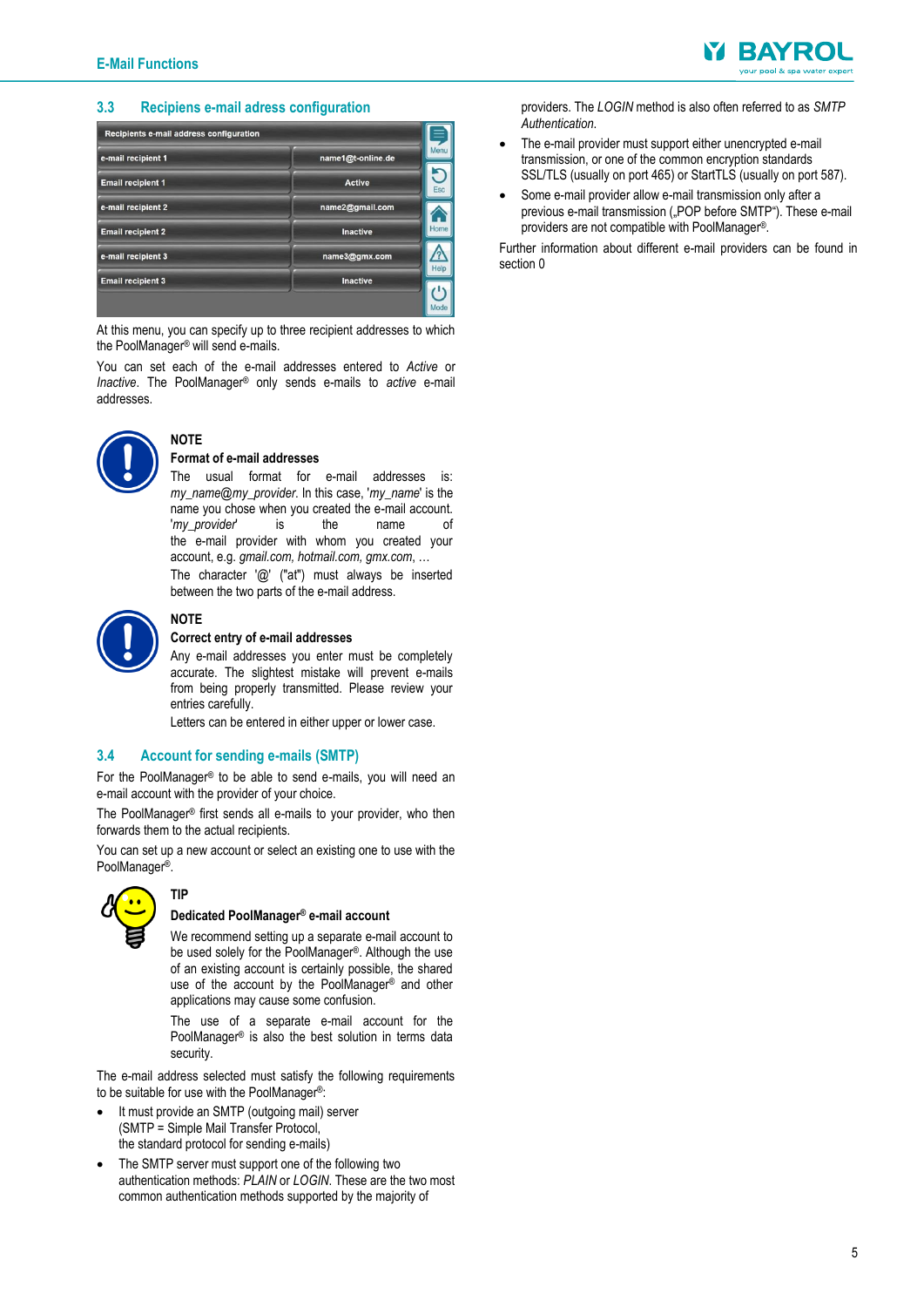## 3.3 Recipiens e-mail adress configuration

| Recipients e-mail address configuration | |
|---|---|
| e-mail recipient 1 | name1@t-online.de |
| Email recipient 1 | Active |
| e-mail recipient 2 | name2@gmail.com |
| Email recipient 2 | Inactive |
| e-mail recipient 3 | name3@gmx.com |
| Email recipient 3 | Inactive |

At this menu, you can specify up to three recipient addresses to which the PoolManager® will send e-mails.

You can set each of the e-mail addresses entered to *Active* or *Inactive*. The PoolManager® only sends e-mails to *active* e-mail addresses.

**NOTE**

**Format of e-mail addresses**

The usual format for e-mail addresses is: *my_name@my_provider*. In this case, '*my_name*' is the name you chose when you created the e-mail account. '*my_provider*' is the name of the e-mail provider with whom you created your account, e.g. *gmail.com, hotmail.com, gmx.com*, …

The character '@' ("at") must always be inserted between the two parts of the e-mail address.

**NOTE**

**Correct entry of e-mail addresses**

Any e-mail addresses you enter must be completely accurate. The slightest mistake will prevent e-mails from being properly transmitted. Please review your entries carefully.

Letters can be entered in either upper or lower case.

## 3.4 Account for sending e-mails (SMTP)

For the PoolManager® to be able to send e-mails, you will need an e-mail account with the provider of your choice.

The PoolManager® first sends all e-mails to your provider, who then forwards them to the actual recipients.

You can set up a new account or select an existing one to use with the PoolManager®.

**TIP**

**Dedicated PoolManager® e-mail account**

We recommend setting up a separate e-mail account to be used solely for the PoolManager®. Although the use of an existing account is certainly possible, the shared use of the account by the PoolManager® and other applications may cause some confusion.

The use of a separate e-mail account for the PoolManager® is also the best solution in terms data security.

The e-mail address selected must satisfy the following requirements to be suitable for use with the PoolManager®:

- It must provide an SMTP (outgoing mail) server
  (SMTP = Simple Mail Transfer Protocol,
  the standard protocol for sending e-mails)
- The SMTP server must support one of the following two authentication methods: *PLAIN* or *LOGIN*. These are the two most common authentication methods supported by the majority of providers. The *LOGIN* method is also often referred to as *SMTP Authentication*.
- The e-mail provider must support either unencrypted e-mail transmission, or one of the common encryption standards SSL/TLS (usually on port 465) or StartTLS (usually on port 587).
- Some e-mail provider allow e-mail transmission only after a previous e-mail transmission („POP before SMTP"). These e-mail providers are not compatible with PoolManager®.

Further information about different e-mail providers can be found in section 0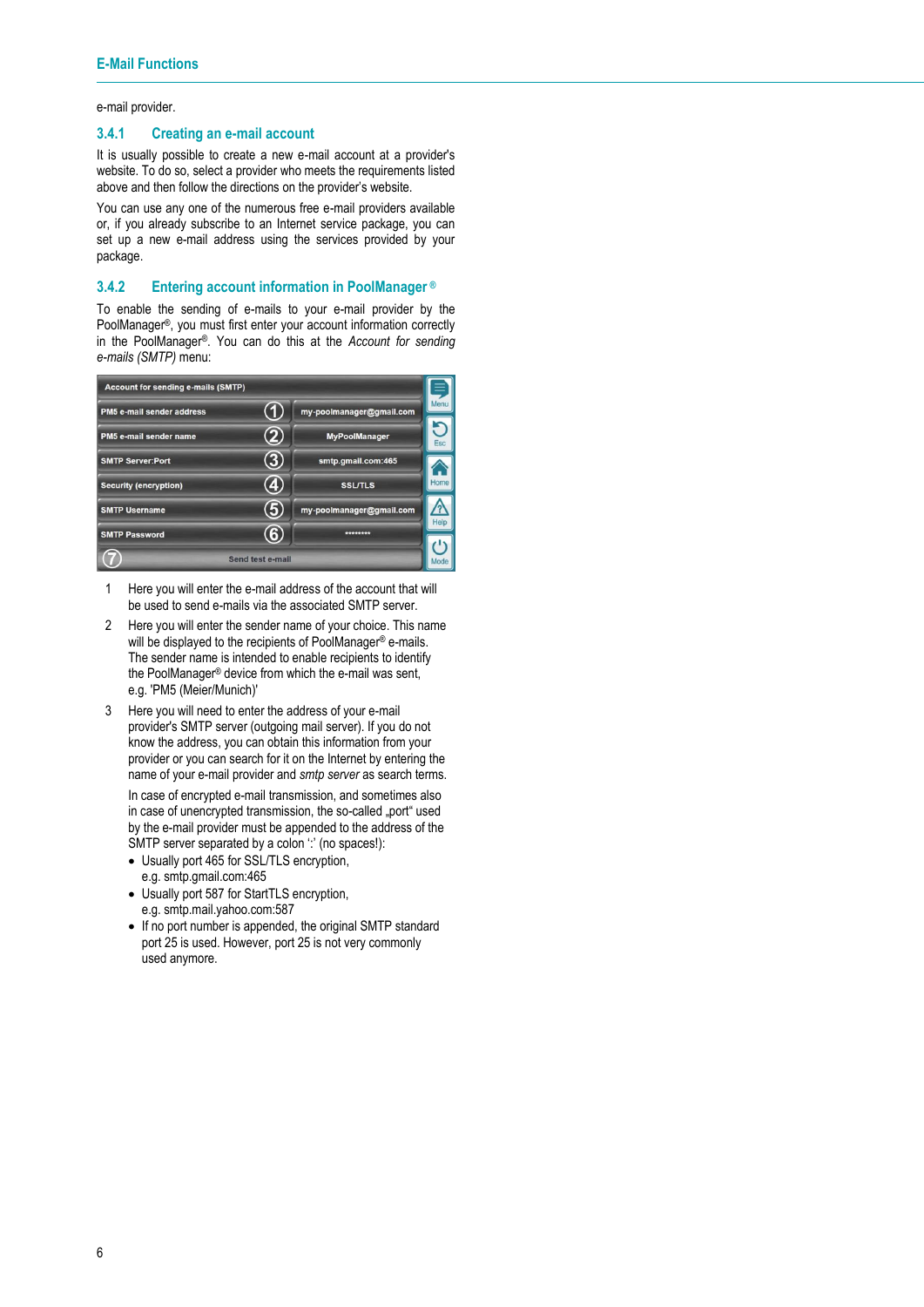e-mail provider.

### 3.4.1 Creating an e-mail account

It is usually possible to create a new e-mail account at a provider's website. To do so, select a provider who meets the requirements listed above and then follow the directions on the provider's website.

You can use any one of the numerous free e-mail providers available or, if you already subscribe to an Internet service package, you can set up a new e-mail address using the services provided by your package.

### 3.4.2 Entering account information in PoolManager®

To enable the sending of e-mails to your e-mail provider by the PoolManager®, you must first enter your account information correctly in the PoolManager®. You can do this at the *Account for sending e-mails (SMTP)* menu:

| Account for sending e-mails (SMTP) | | |
|---|---|---|
| PM5 e-mail sender address | ① | my-poolmanager@gmail.com |
| PM5 e-mail sender name | ② | MyPoolManager |
| SMTP Server:Port | ③ | smtp.gmail.com:465 |
| Security (encryption) | ④ | SSL/TLS |
| SMTP Username | ⑤ | my-poolmanager@gmail.com |
| SMTP Password | ⑥ | ******** |
| ⑦ Send test e-mail | | |

Menu | Esc | Home | Help | Mode

1. Here you will enter the e-mail address of the account that will be used to send e-mails via the associated SMTP server.
2. Here you will enter the sender name of your choice. This name will be displayed to the recipients of PoolManager® e-mails. The sender name is intended to enable recipients to identify the PoolManager® device from which the e-mail was sent, e.g. 'PM5 (Meier/Munich)'
3. Here you will need to enter the address of your e-mail provider's SMTP server (outgoing mail server). If you do not know the address, you can obtain this information from your provider or you can search for it on the Internet by entering the name of your e-mail provider and *smtp server* as search terms.

   In case of encrypted e-mail transmission, and sometimes also in case of unencrypted transmission, the so-called „port" used by the e-mail provider must be appended to the address of the SMTP server separated by a colon ':' (no spaces!):

   - Usually port 465 for SSL/TLS encryption, e.g. smtp.gmail.com:465
   - Usually port 587 for StartTLS encryption, e.g. smtp.mail.yahoo.com:587
   - If no port number is appended, the original SMTP standard port 25 is used. However, port 25 is not very commonly used anymore.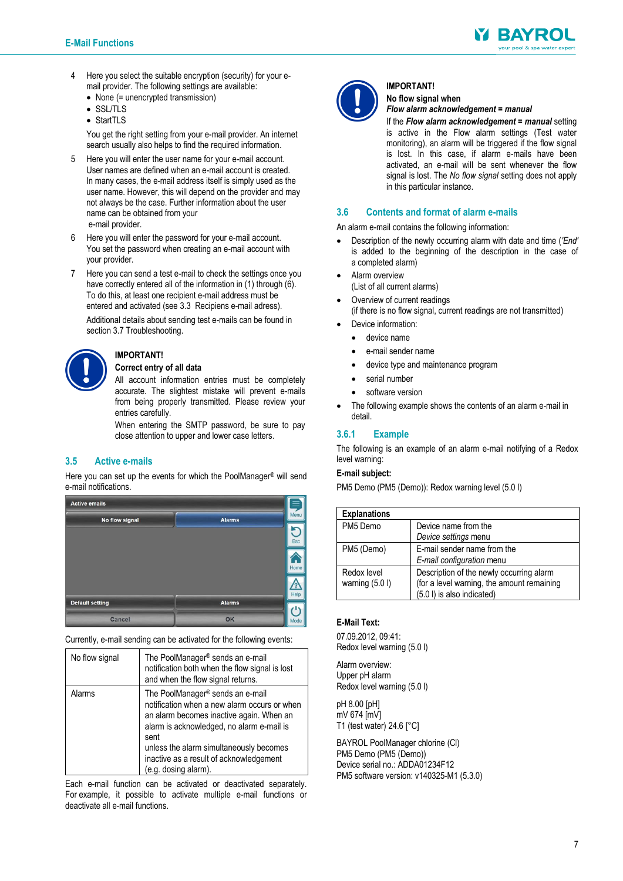4. Here you select the suitable encryption (security) for your e-mail provider. The following settings are available:
   - None (= unencrypted transmission)
   - SSL/TLS
   - StartTLS

   You get the right setting from your e-mail provider. An internet search usually also helps to find the required information.
5. Here you will enter the user name for your e-mail account. User names are defined when an e-mail account is created. In many cases, the e-mail address itself is simply used as the user name. However, this will depend on the provider and may not always be the case. Further information about the user name can be obtained from your e-mail provider.
6. Here you will enter the password for your e-mail account. You set the password when creating an e-mail account with your provider.
7. Here you can send a test e-mail to check the settings once you have correctly entered all of the information in (1) through (6). To do this, at least one recipient e-mail address must be entered and activated (see 3.3 Recipiens e-mail adress).

   Additional details about sending test e-mails can be found in section 3.7 Troubleshooting.

**IMPORTANT!**
**Correct entry of all data**
All account information entries must be completely accurate. The slightest mistake will prevent e-mails from being properly transmitted. Please review your entries carefully.
When entering the SMTP password, be sure to pay close attention to upper and lower case letters.

## 3.5 Active e-mails

Here you can set up the events for which the PoolManager® will send e-mail notifications.

Active emails
No flow signal | Alarms
Default setting | Alarms
Cancel | OK

Currently, e-mail sending can be activated for the following events:

| | |
|---|---|
| No flow signal | The PoolManager® sends an e-mail notification both when the flow signal is lost and when the flow signal returns. |
| Alarms | The PoolManager® sends an e-mail notification when a new alarm occurs or when an alarm becomes inactive again. When an alarm is acknowledged, no alarm e-mail is sent unless the alarm simultaneously becomes inactive as a result of acknowledgement (e.g. dosing alarm). |

Each e-mail function can be activated or deactivated separately. For example, it possible to activate multiple e-mail functions or deactivate all e-mail functions.

**IMPORTANT!**
**No flow signal when**
***Flow alarm acknowledgement = manual***
If the ***Flow alarm acknowledgement = manual*** setting is active in the Flow alarm settings (Test water monitoring), an alarm will be triggered if the flow signal is lost. In this case, if alarm e-mails have been activated, an e-mail will be sent whenever the flow signal is lost. The *No flow signal* setting does not apply in this particular instance.

## 3.6 Contents and format of alarm e-mails

An alarm e-mail contains the following information:

- Description of the newly occurring alarm with date and time (*'End'* is added to the beginning of the description in the case of a completed alarm)
- Alarm overview
  (List of all current alarms)
- Overview of current readings
  (if there is no flow signal, current readings are not transmitted)
- Device information:
  - device name
  - e-mail sender name
  - device type and maintenance program
  - serial number
  - software version
- The following example shows the contents of an alarm e-mail in detail.

### 3.6.1 Example

The following is an example of an alarm e-mail notifying of a Redox level warning:

**E-mail subject:**

PM5 Demo (PM5 (Demo)): Redox warning level (5.0 l)

| **Explanations** | |
|---|---|
| PM5 Demo | Device name from the *Device settings* menu |
| PM5 (Demo) | E-mail sender name from the *E-mail configuration* menu |
| Redox level warning (5.0 l) | Description of the newly occurring alarm (for a level warning, the amount remaining (5.0 l) is also indicated) |

**E-Mail Text:**

07.09.2012, 09:41:
Redox level warning (5.0 l)

Alarm overview:
Upper pH alarm
Redox level warning (5.0 l)

pH 8.00 [pH]
mV 674 [mV]
T1 (test water) 24.6 [°C]

BAYROL PoolManager chlorine (Cl)
PM5 Demo (PM5 (Demo))
Device serial no.: ADDA01234F12
PM5 software version: v140325-M1 (5.3.0)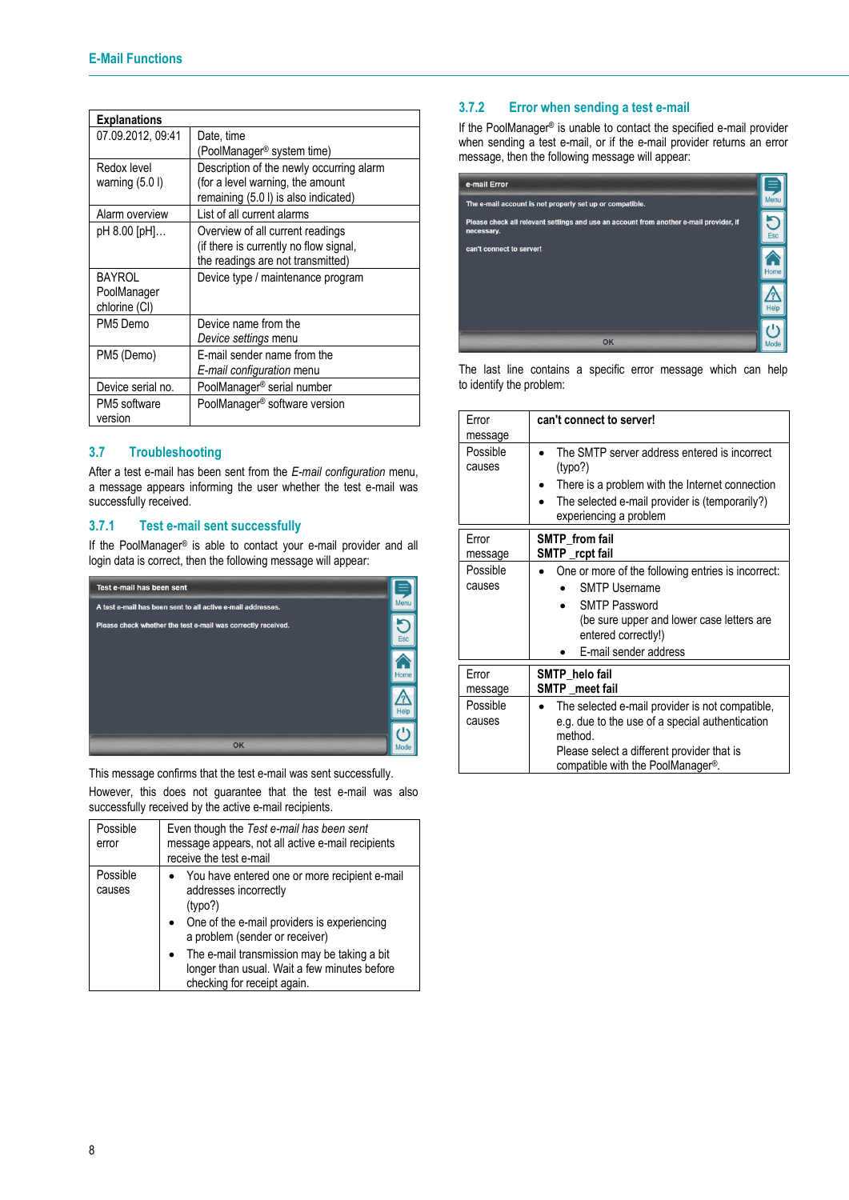| Explanations | |
|---|---|
| 07.09.2012, 09:41 | Date, time (PoolManager® system time) |
| Redox level warning (5.0 l) | Description of the newly occurring alarm (for a level warning, the amount remaining (5.0 l) is also indicated) |
| Alarm overview | List of all current alarms |
| pH 8.00 [pH]… | Overview of all current readings (if there is currently no flow signal, the readings are not transmitted) |
| BAYROL PoolManager chlorine (Cl) | Device type / maintenance program |
| PM5 Demo | Device name from the *Device settings* menu |
| PM5 (Demo) | E-mail sender name from the *E-mail configuration* menu |
| Device serial no. | PoolManager® serial number |
| PM5 software version | PoolManager® software version |

## 3.7 Troubleshooting

After a test e-mail has been sent from the *E-mail configuration* menu, a message appears informing the user whether the test e-mail was successfully received.

### 3.7.1 Test e-mail sent successfully

If the PoolManager® is able to contact your e-mail provider and all login data is correct, then the following message will appear:

Test e-mail has been sent

A test e-mail has been sent to all active e-mail addresses.

Please check whether the test e-mail was correctly received.

OK

This message confirms that the test e-mail was sent successfully.

However, this does not guarantee that the test e-mail was also successfully received by the active e-mail recipients.

| Possible error | Even though the *Test e-mail has been sent* message appears, not all active e-mail recipients receive the test e-mail |
|---|---|
| Possible causes | • You have entered one or more recipient e-mail addresses incorrectly (typo?)<br>• One of the e-mail providers is experiencing a problem (sender or receiver)<br>• The e-mail transmission may be taking a bit longer than usual. Wait a few minutes before checking for receipt again. |

### 3.7.2 Error when sending a test e-mail

If the PoolManager® is unable to contact the specified e-mail provider when sending a test e-mail, or if the e-mail provider returns an error message, then the following message will appear:

e-mail Error

The e-mail account is not properly set up or compatible.

Please check all relevant settings and use an account from another e-mail provider, if necessary.

can't connect to server!

OK

The last line contains a specific error message which can help to identify the problem:

| Error message | **can't connect to server!** |
|---|---|
| Possible causes | • The SMTP server address entered is incorrect (typo?)<br>• There is a problem with the Internet connection<br>• The selected e-mail provider is (temporarily?) experiencing a problem |

| Error message | **SMTP_from fail**<br>**SMTP _rcpt fail** |
|---|---|
| Possible causes | • One or more of the following entries is incorrect:<br>  • SMTP Username<br>  • SMTP Password (be sure upper and lower case letters are entered correctly!)<br>  • E-mail sender address |

| Error message | **SMTP_helo fail**<br>**SMTP _meet fail** |
|---|---|
| Possible causes | • The selected e-mail provider is not compatible, e.g. due to the use of a special authentication method.<br>Please select a different provider that is compatible with the PoolManager®. |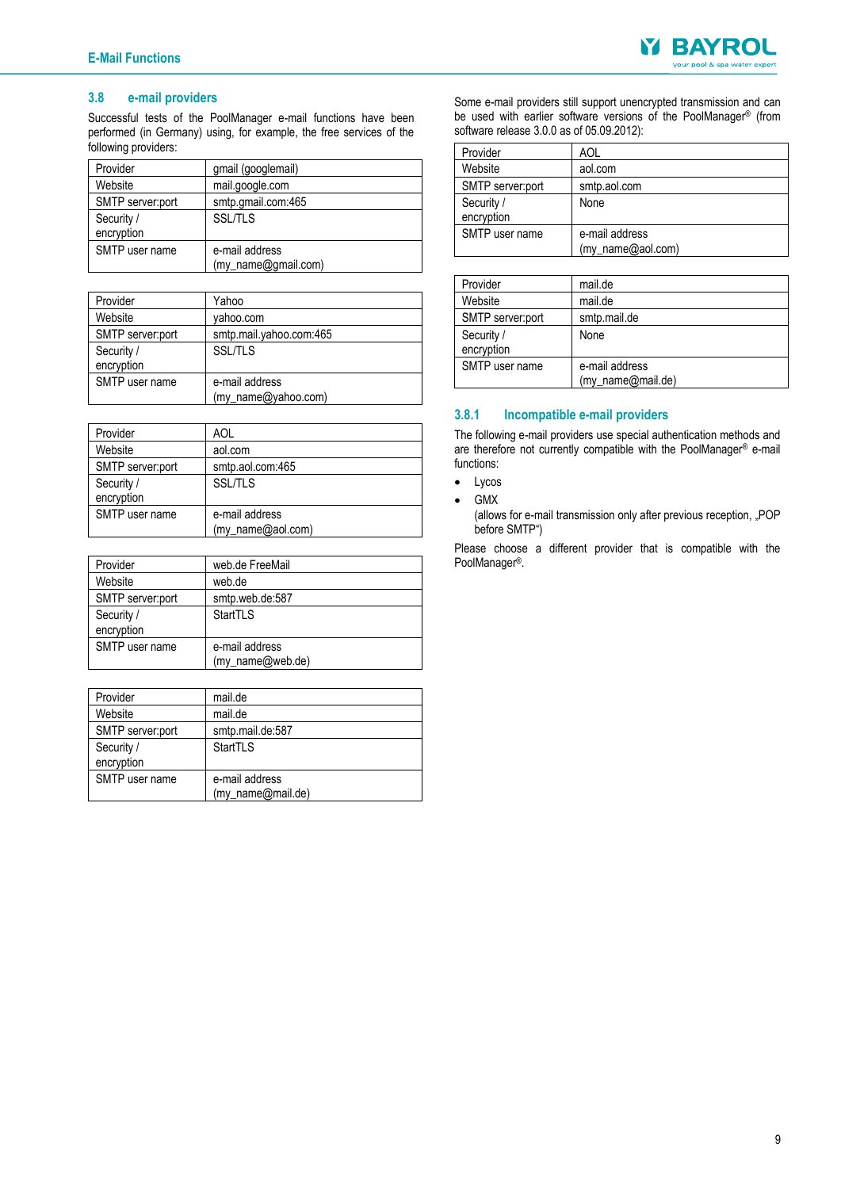## 3.8 e-mail providers

Successful tests of the PoolManager e-mail functions have been performed (in Germany) using, for example, the free services of the following providers:

| | |
|---|---|
| Provider | gmail (googlemail) |
| Website | mail.google.com |
| SMTP server:port | smtp.gmail.com:465 |
| Security / encryption | SSL/TLS |
| SMTP user name | e-mail address (my_name@gmail.com) |

| | |
|---|---|
| Provider | Yahoo |
| Website | yahoo.com |
| SMTP server:port | smtp.mail.yahoo.com:465 |
| Security / encryption | SSL/TLS |
| SMTP user name | e-mail address (my_name@yahoo.com) |

| | |
|---|---|
| Provider | AOL |
| Website | aol.com |
| SMTP server:port | smtp.aol.com:465 |
| Security / encryption | SSL/TLS |
| SMTP user name | e-mail address (my_name@aol.com) |

| | |
|---|---|
| Provider | web.de FreeMail |
| Website | web.de |
| SMTP server:port | smtp.web.de:587 |
| Security / encryption | StartTLS |
| SMTP user name | e-mail address (my_name@web.de) |

| | |
|---|---|
| Provider | mail.de |
| Website | mail.de |
| SMTP server:port | smtp.mail.de:587 |
| Security / encryption | StartTLS |
| SMTP user name | e-mail address (my_name@mail.de) |

Some e-mail providers still support unencrypted transmission and can be used with earlier software versions of the PoolManager® (from software release 3.0.0 as of 05.09.2012):

| | |
|---|---|
| Provider | AOL |
| Website | aol.com |
| SMTP server:port | smtp.aol.com |
| Security / encryption | None |
| SMTP user name | e-mail address (my_name@aol.com) |

| | |
|---|---|
| Provider | mail.de |
| Website | mail.de |
| SMTP server:port | smtp.mail.de |
| Security / encryption | None |
| SMTP user name | e-mail address (my_name@mail.de) |

### 3.8.1 Incompatible e-mail providers

The following e-mail providers use special authentication methods and are therefore not currently compatible with the PoolManager® e-mail functions:

- Lycos
- GMX
  (allows for e-mail transmission only after previous reception, „POP before SMTP")

Please choose a different provider that is compatible with the PoolManager®.